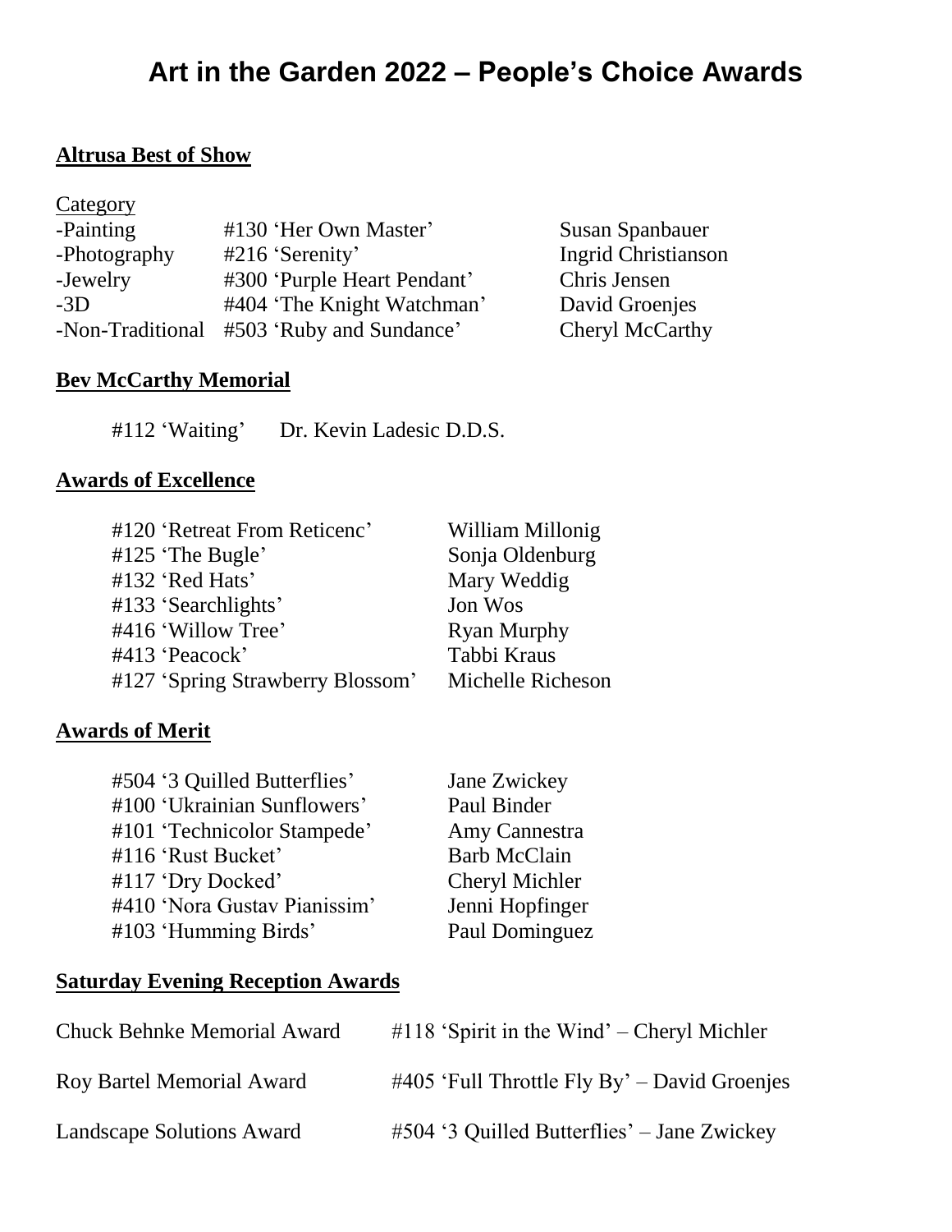# Art in the Garden 2022 – People's Choice Awards

## Altrusa Best of Show

| Category | | |
|---|---|---|
| -Painting | #130 'Her Own Master' | Susan Spanbauer |
| -Photography | #216 'Serenity' | Ingrid Christianson |
| -Jewelry | #300 'Purple Heart Pendant' | Chris Jensen |
| -3D | #404 'The Knight Watchman' | David Groenjes |
| -Non-Traditional | #503 'Ruby and Sundance' | Cheryl McCarthy |

## Bev McCarthy Memorial

#112 'Waiting' Dr. Kevin Ladesic D.D.S.

## Awards of Excellence

| | |
|---|---|
| #120 'Retreat From Reticenc' | William Millonig |
| #125 'The Bugle' | Sonja Oldenburg |
| #132 'Red Hats' | Mary Weddig |
| #133 'Searchlights' | Jon Wos |
| #416 'Willow Tree' | Ryan Murphy |
| #413 'Peacock' | Tabbi Kraus |
| #127 'Spring Strawberry Blossom' | Michelle Richeson |

## Awards of Merit

| | |
|---|---|
| #504 '3 Quilled Butterflies' | Jane Zwickey |
| #100 'Ukrainian Sunflowers' | Paul Binder |
| #101 'Technicolor Stampede' | Amy Cannestra |
| #116 'Rust Bucket' | Barb McClain |
| #117 'Dry Docked' | Cheryl Michler |
| #410 'Nora Gustav Pianissim' | Jenni Hopfinger |
| #103 'Humming Birds' | Paul Dominguez |

## Saturday Evening Reception Awards

| | |
|---|---|
| Chuck Behnke Memorial Award | #118 'Spirit in the Wind' – Cheryl Michler |
| Roy Bartel Memorial Award | #405 'Full Throttle Fly By' – David Groenjes |
| Landscape Solutions Award | #504 '3 Quilled Butterflies' – Jane Zwickey |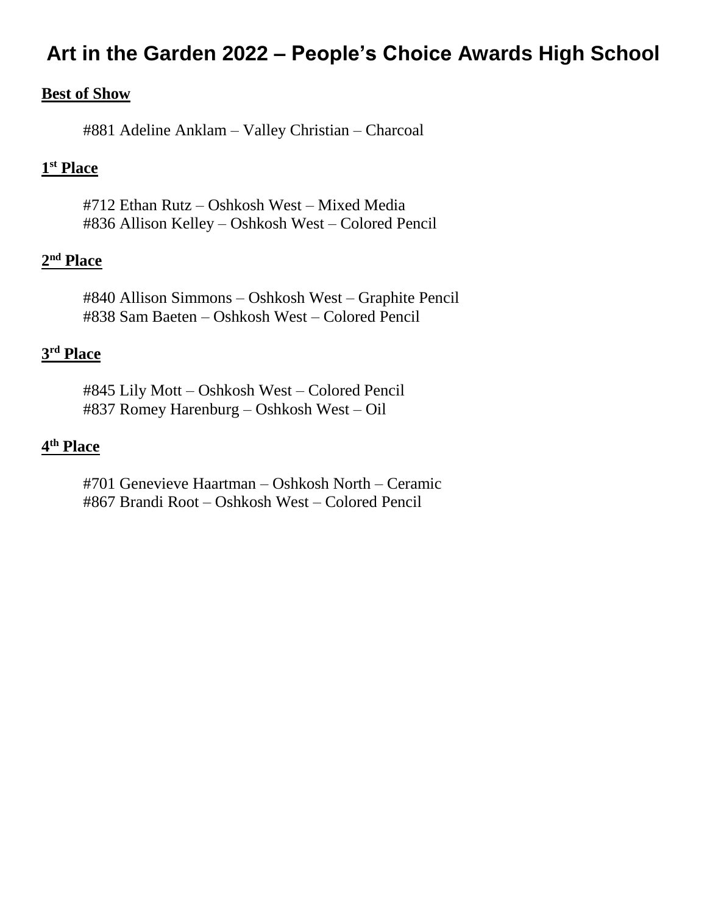# Art in the Garden 2022 – People's Choice Awards High School

**Best of Show**

#881 Adeline Anklam – Valley Christian – Charcoal

**1st Place**

#712 Ethan Rutz – Oshkosh West – Mixed Media
#836 Allison Kelley – Oshkosh West – Colored Pencil

**2nd Place**

#840 Allison Simmons – Oshkosh West – Graphite Pencil
#838 Sam Baeten – Oshkosh West – Colored Pencil

**3rd Place**

#845 Lily Mott – Oshkosh West – Colored Pencil
#837 Romey Harenburg – Oshkosh West – Oil

**4th Place**

#701 Genevieve Haartman – Oshkosh North – Ceramic
#867 Brandi Root – Oshkosh West – Colored Pencil